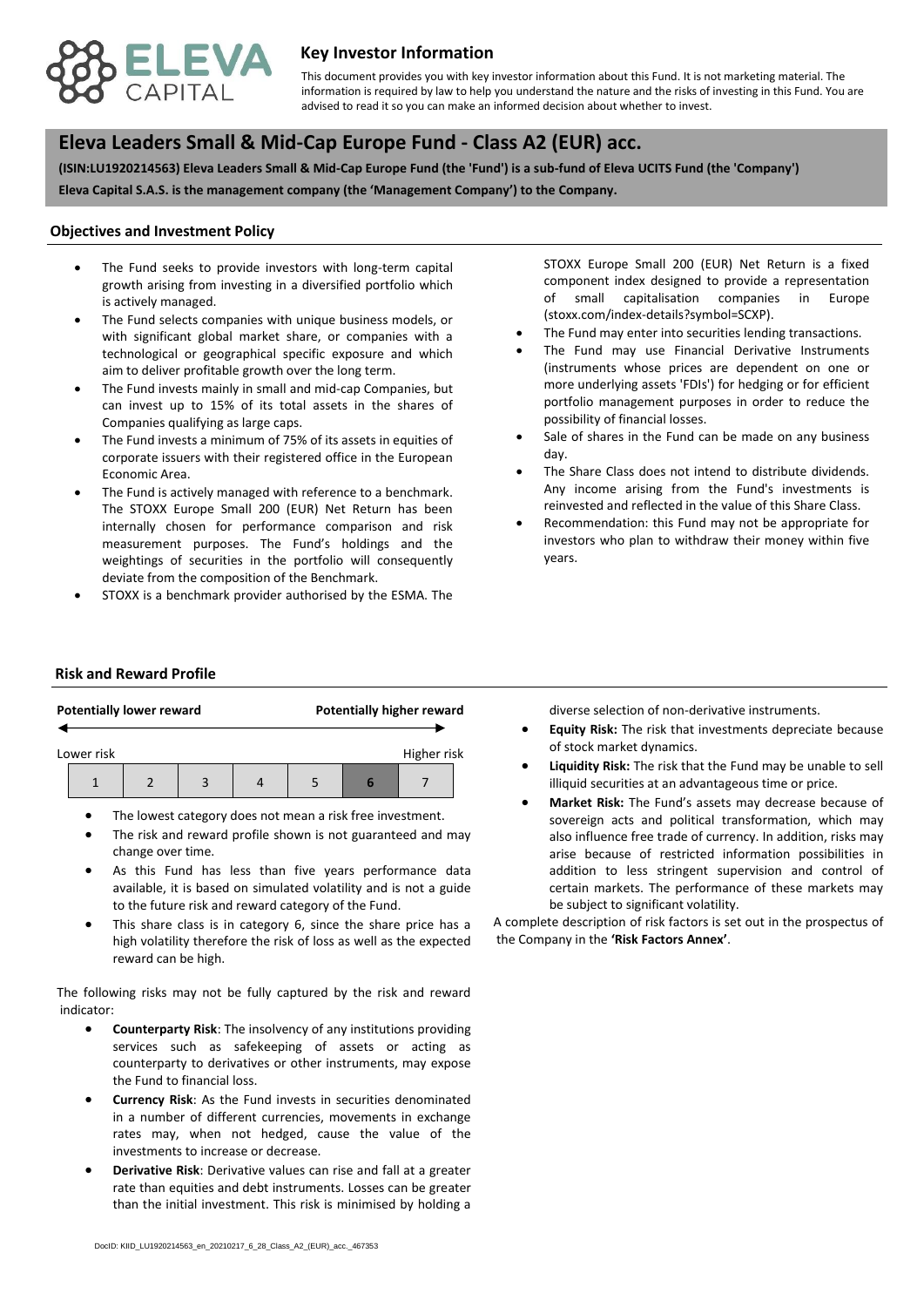ELEVA CAPITAL

# Key Investor Information

This document provides you with key investor information about this Fund. It is not marketing material. The information is required by law to help you understand the nature and the risks of investing in this Fund. You are advised to read it so you can make an informed decision about whether to invest.

# Eleva Leaders Small & Mid-Cap Europe Fund - Class A2 (EUR) acc.

**(ISIN:LU1920214563) Eleva Leaders Small & Mid-Cap Europe Fund (the 'Fund') is a sub-fund of Eleva UCITS Fund (the 'Company')**

**Eleva Capital S.A.S. is the management company (the 'Management Company') to the Company.**

## Objectives and Investment Policy

- The Fund seeks to provide investors with long-term capital growth arising from investing in a diversified portfolio which is actively managed.
- The Fund selects companies with unique business models, or with significant global market share, or companies with a technological or geographical specific exposure and which aim to deliver profitable growth over the long term.
- The Fund invests mainly in small and mid-cap Companies, but can invest up to 15% of its total assets in the shares of Companies qualifying as large caps.
- The Fund invests a minimum of 75% of its assets in equities of corporate issuers with their registered office in the European Economic Area.
- The Fund is actively managed with reference to a benchmark. The STOXX Europe Small 200 (EUR) Net Return has been internally chosen for performance comparison and risk measurement purposes. The Fund's holdings and the weightings of securities in the portfolio will consequently deviate from the composition of the Benchmark.
- STOXX is a benchmark provider authorised by the ESMA. The STOXX Europe Small 200 (EUR) Net Return is a fixed component index designed to provide a representation of small capitalisation companies in Europe (stoxx.com/index-details?symbol=SCXP).
- The Fund may enter into securities lending transactions.
- The Fund may use Financial Derivative Instruments (instruments whose prices are dependent on one or more underlying assets 'FDIs') for hedging or for efficient portfolio management purposes in order to reduce the possibility of financial losses.
- Sale of shares in the Fund can be made on any business day.
- The Share Class does not intend to distribute dividends. Any income arising from the Fund's investments is reinvested and reflected in the value of this Share Class.
- Recommendation: this Fund may not be appropriate for investors who plan to withdraw their money within five years.

## Risk and Reward Profile

**Potentially lower reward** ← → **Potentially higher reward**

Lower risk — Higher risk

| 1 | 2 | 3 | 4 | 5 | **6** | 7 |
|---|---|---|---|---|---|---|

- The lowest category does not mean a risk free investment.
- The risk and reward profile shown is not guaranteed and may change over time.
- As this Fund has less than five years performance data available, it is based on simulated volatility and is not a guide to the future risk and reward category of the Fund.
- This share class is in category 6, since the share price has a high volatility therefore the risk of loss as well as the expected reward can be high.

The following risks may not be fully captured by the risk and reward indicator:

- **Counterparty Risk**: The insolvency of any institutions providing services such as safekeeping of assets or acting as counterparty to derivatives or other instruments, may expose the Fund to financial loss.
- **Currency Risk**: As the Fund invests in securities denominated in a number of different currencies, movements in exchange rates may, when not hedged, cause the value of the investments to increase or decrease.
- **Derivative Risk**: Derivative values can rise and fall at a greater rate than equities and debt instruments. Losses can be greater than the initial investment. This risk is minimised by holding a diverse selection of non-derivative instruments.
- **Equity Risk:** The risk that investments depreciate because of stock market dynamics.
- **Liquidity Risk:** The risk that the Fund may be unable to sell illiquid securities at an advantageous time or price.
- **Market Risk:** The Fund's assets may decrease because of sovereign acts and political transformation, which may also influence free trade of currency. In addition, risks may arise because of restricted information possibilities in addition to less stringent supervision and control of certain markets. The performance of these markets may be subject to significant volatility.

A complete description of risk factors is set out in the prospectus of the Company in the **'Risk Factors Annex'**.

DocID: KIID_LU1920214563_en_20210217_6_28_Class_A2_(EUR)_acc._467353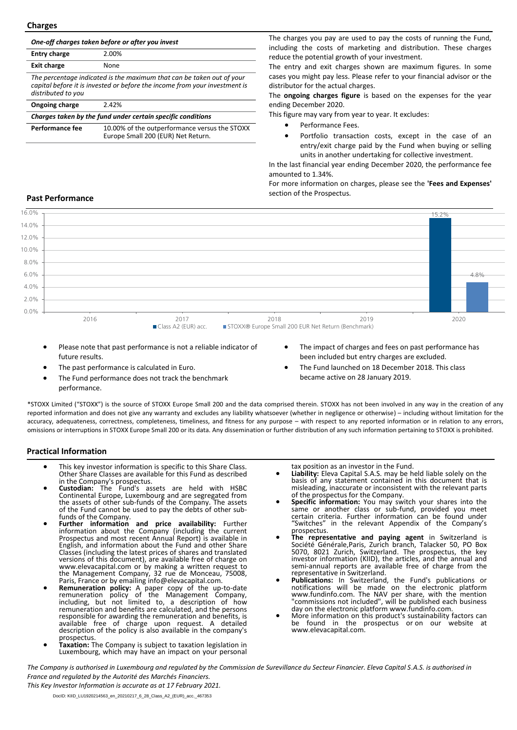## Charges

| *One-off charges taken before or after you invest* | |
|---|---|
| **Entry charge** | 2.00% |
| **Exit charge** | None |
| *The percentage indicated is the maximum that can be taken out of your capital before it is invested or before the income from your investment is distributed to you* | |
| **Ongoing charge** | 2.42% |
| *Charges taken by the fund under certain specific conditions* | |
| **Performance fee** | 10.00% of the outperformance versus the STOXX Europe Small 200 (EUR) Net Return. |

The charges you pay are used to pay the costs of running the Fund, including the costs of marketing and distribution. These charges reduce the potential growth of your investment.

The entry and exit charges shown are maximum figures. In some cases you might pay less. Please refer to your financial advisor or the distributor for the actual charges.

The **ongoing charges figure** is based on the expenses for the year ending December 2020.

This figure may vary from year to year. It excludes:

- Performance Fees.
- Portfolio transaction costs, except in the case of an entry/exit charge paid by the Fund when buying or selling units in another undertaking for collective investment.

In the last financial year ending December 2020, the performance fee amounted to 1.34%.

For more information on charges, please see the **'Fees and Expenses'** section of the Prospectus.

## Past Performance

16.0%
14.0%
12.0%
10.0%
8.0%
6.0%
4.0%
2.0%
0.0%

2016
2017
2018
2019
2020

15.2%
4.8%

Class A2 (EUR) acc.
STOXX® Europe Small 200 EUR Net Return (Benchmark)

- Please note that past performance is not a reliable indicator of future results.
- The past performance is calculated in Euro.
- The Fund performance does not track the benchmark performance.
- The impact of charges and fees on past performance has been included but entry charges are excluded.
- The Fund launched on 18 December 2018. This class became active on 28 January 2019.

*STOXX Limited ("STOXX") is the source of STOXX Europe Small 200 and the data comprised therein. STOXX has not been involved in any way in the creation of any reported information and does not give any warranty and excludes any liability whatsoever (whether in negligence or otherwise) – including without limitation for the accuracy, adequateness, correctness, completeness, timeliness, and fitness for any purpose – with respect to any reported information or in relation to any errors, omissions or interruptions in STOXX Europe Small 200 or its data. Any dissemination or further distribution of any such information pertaining to STOXX is prohibited.

## Practical Information

- This key investor information is specific to this Share Class. Other Share Classes are available for this Fund as described in the Company's prospectus.
- **Custodian:** The Fund's assets are held with HSBC Continental Europe, Luxembourg and are segregated from the assets of other sub-funds of the Company. The assets of the Fund cannot be used to pay the debts of other sub-funds of the Company.
- **Further information and price availability:** Further information about the Company (including the current Prospectus and most recent Annual Report) is available in English, and information about the Fund and other Share Classes (including the latest prices of shares and translated versions of this document), are available free of charge on www.elevacapital.com or by making a written request to the Management Company, 32 rue de Monceau, 75008, Paris, France or by emailing info@elevacapital.com.
- **Remuneration policy:** A paper copy of the up-to-date remuneration policy of the Management Company, including, but not limited to, a description of how remuneration and benefits are calculated, and the persons responsible for awarding the remuneration and benefits, is available free of charge upon request. A detailed description of the policy is also available in the company's prospectus.
- **Taxation:** The Company is subject to taxation legislation in Luxembourg, which may have an impact on your personal tax position as an investor in the Fund.
- **Liability:** Eleva Capital S.A.S. may be held liable solely on the basis of any statement contained in this document that is misleading, inaccurate or inconsistent with the relevant parts of the prospectus for the Company.
- **Specific information:** You may switch your shares into the same or another class or sub-fund, provided you meet certain criteria. Further information can be found under "Switches" in the relevant Appendix of the Company's prospectus.
- **The representative and paying agent** in Switzerland is Société Générale,Paris, Zurich branch, Talacker 50, PO Box 5070, 8021 Zurich, Switzerland. The prospectus, the key investor information (KIID), the articles, and the annual and semi-annual reports are available free of charge from the representative in Switzerland.
- **Publications:** In Switzerland, the Fund's publications or notifications will be made on the electronic platform www.fundinfo.com. The NAV per share, with the mention "commissions not included", will be published each business day on the electronic platform www.fundinfo.com.
- More information on this product's sustainability factors can be found in the prospectus or on our website at www.elevacapital.com.

*The Company is authorised in Luxembourg and regulated by the Commission de Surevillance du Secteur Financier. Eleva Capital S.A.S. is authorised in France and regulated by the Autorité des Marchés Financiers.*

*This Key Investor Information is accurate as at 17 February 2021.*

DocID: KIID_LU1920214563_en_20210217_6_28_Class_A2_(EUR)_acc._467353